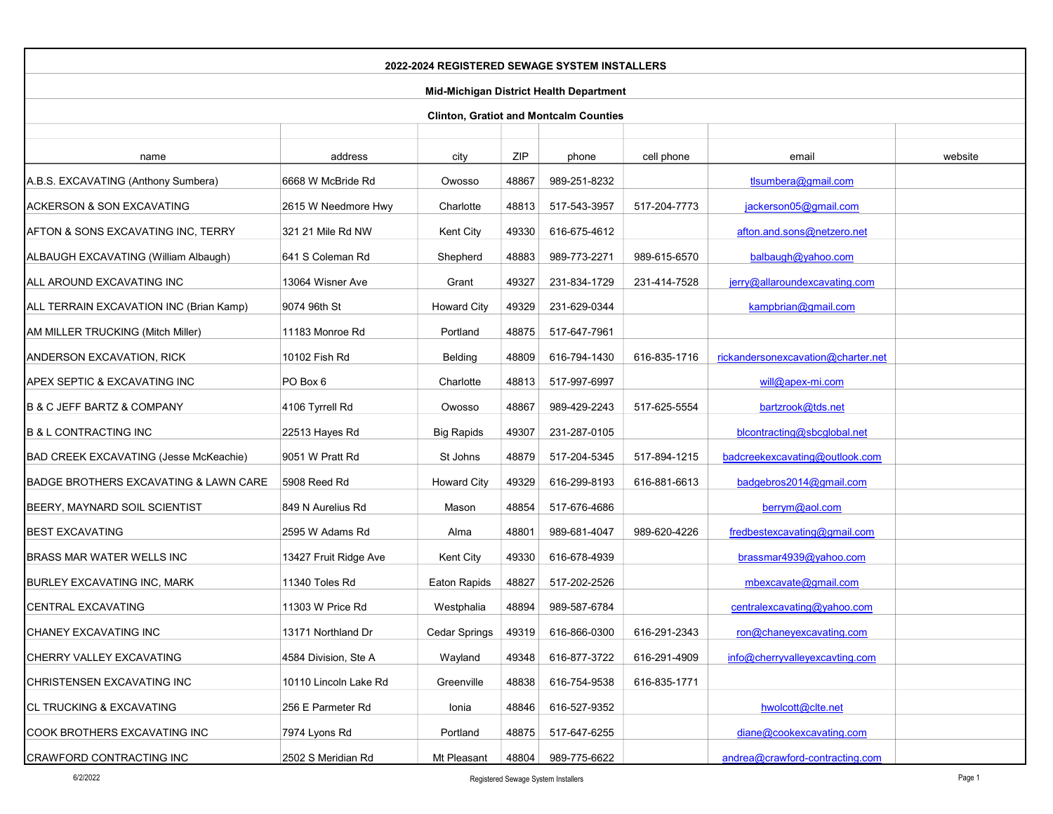**2022-2024 REGISTERED SEWAGE SYSTEM INSTALLERS**

**Mid-Michigan District Health Department**

**Clinton, Gratiot and Montcalm Counties**

| name | address | city | ZIP | phone | cell phone | email | website |
|---|---|---|---|---|---|---|---|
| A.B.S. EXCAVATING (Anthony Sumbera) | 6668 W McBride Rd | Owosso | 48867 | 989-251-8232 | | tlsumbera@gmail.com | |
| ACKERSON & SON EXCAVATING | 2615 W Needmore Hwy | Charlotte | 48813 | 517-543-3957 | 517-204-7773 | jackerson05@gmail.com | |
| AFTON & SONS EXCAVATING INC, TERRY | 321 21 Mile Rd NW | Kent City | 49330 | 616-675-4612 | | afton.and.sons@netzero.net | |
| ALBAUGH EXCAVATING (William Albaugh) | 641 S Coleman Rd | Shepherd | 48883 | 989-773-2271 | 989-615-6570 | balbaugh@yahoo.com | |
| ALL AROUND EXCAVATING INC | 13064 Wisner Ave | Grant | 49327 | 231-834-1729 | 231-414-7528 | jerry@allaroundexcavating.com | |
| ALL TERRAIN EXCAVATION INC (Brian Kamp) | 9074 96th St | Howard City | 49329 | 231-629-0344 | | kampbrian@gmail.com | |
| AM MILLER TRUCKING (Mitch Miller) | 11183 Monroe Rd | Portland | 48875 | 517-647-7961 | | | |
| ANDERSON EXCAVATION, RICK | 10102 Fish Rd | Belding | 48809 | 616-794-1430 | 616-835-1716 | rickandersonexcavation@charter.net | |
| APEX SEPTIC & EXCAVATING INC | PO Box 6 | Charlotte | 48813 | 517-997-6997 | | will@apex-mi.com | |
| B & C JEFF BARTZ & COMPANY | 4106 Tyrrell Rd | Owosso | 48867 | 989-429-2243 | 517-625-5554 | bartzrook@tds.net | |
| B & L CONTRACTING INC | 22513 Hayes Rd | Big Rapids | 49307 | 231-287-0105 | | blcontracting@sbcglobal.net | |
| BAD CREEK EXCAVATING (Jesse McKeachie) | 9051 W Pratt Rd | St Johns | 48879 | 517-204-5345 | 517-894-1215 | badcreekexcavating@outlook.com | |
| BADGE BROTHERS EXCAVATING & LAWN CARE | 5908 Reed Rd | Howard City | 49329 | 616-299-8193 | 616-881-6613 | badgebros2014@gmail.com | |
| BEERY, MAYNARD SOIL SCIENTIST | 849 N Aurelius Rd | Mason | 48854 | 517-676-4686 | | berrym@aol.com | |
| BEST EXCAVATING | 2595 W Adams Rd | Alma | 48801 | 989-681-4047 | 989-620-4226 | fredbestexcavating@gmail.com | |
| BRASS MAR WATER WELLS INC | 13427 Fruit Ridge Ave | Kent City | 49330 | 616-678-4939 | | brassmar4939@yahoo.com | |
| BURLEY EXCAVATING INC, MARK | 11340 Toles Rd | Eaton Rapids | 48827 | 517-202-2526 | | mbexcavate@gmail.com | |
| CENTRAL EXCAVATING | 11303 W Price Rd | Westphalia | 48894 | 989-587-6784 | | centralexcavating@yahoo.com | |
| CHANEY EXCAVATING INC | 13171 Northland Dr | Cedar Springs | 49319 | 616-866-0300 | 616-291-2343 | ron@chaneyexcavating.com | |
| CHERRY VALLEY EXCAVATING | 4584 Division, Ste A | Wayland | 49348 | 616-877-3722 | 616-291-4909 | info@cherryvalleyexcavting.com | |
| CHRISTENSEN EXCAVATING INC | 10110 Lincoln Lake Rd | Greenville | 48838 | 616-754-9538 | 616-835-1771 | | |
| CL TRUCKING & EXCAVATING | 256 E Parmeter Rd | Ionia | 48846 | 616-527-9352 | | hwolcott@clte.net | |
| COOK BROTHERS EXCAVATING INC | 7974 Lyons Rd | Portland | 48875 | 517-647-6255 | | diane@cookexcavating.com | |
| CRAWFORD CONTRACTING INC | 2502 S Meridian Rd | Mt Pleasant | 48804 | 989-775-6622 | | andrea@crawford-contracting.com | |

6/2/2022 Registered Sewage System Installers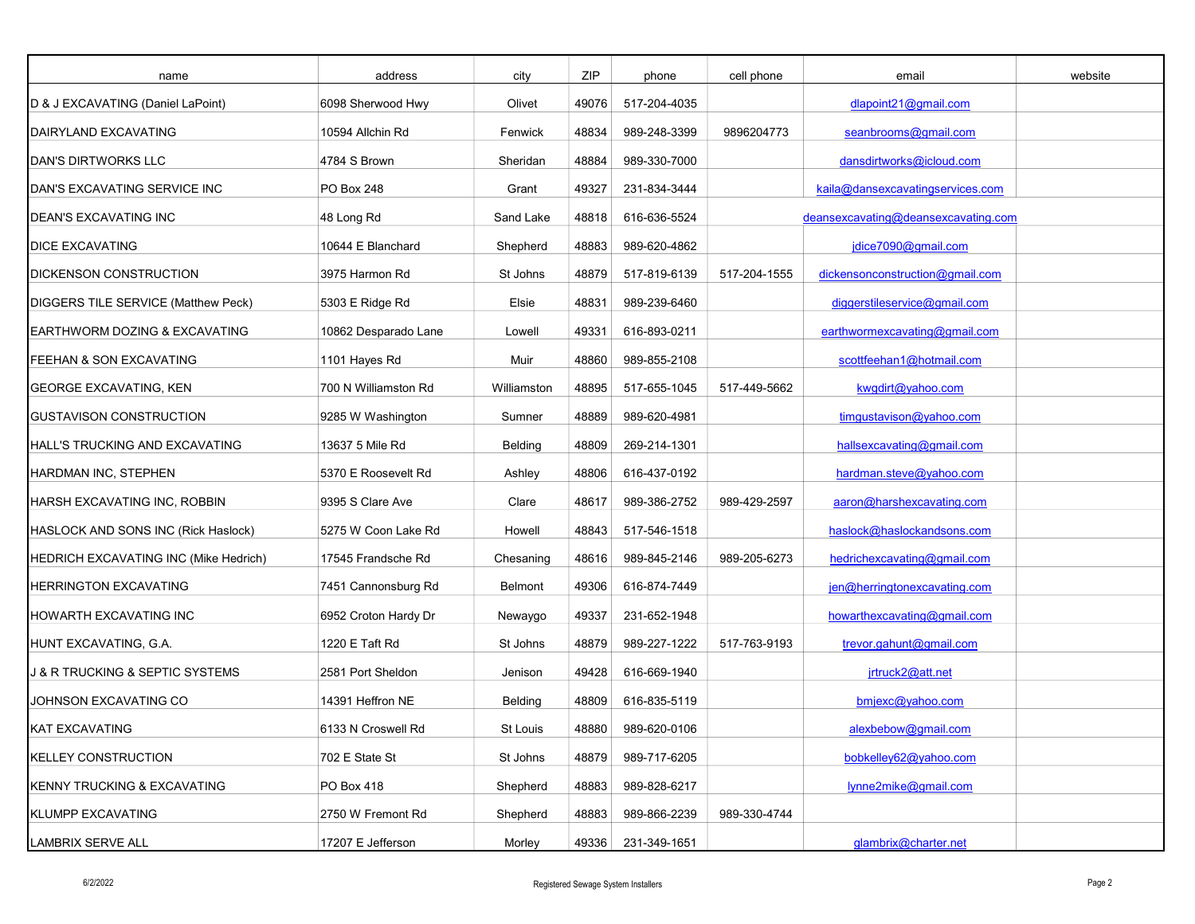| name | address | city | ZIP | phone | cell phone | email | website |
|---|---|---|---|---|---|---|---|
| D & J EXCAVATING (Daniel LaPoint) | 6098 Sherwood Hwy | Olivet | 49076 | 517-204-4035 | | dlapoint21@gmail.com | |
| DAIRYLAND EXCAVATING | 10594 Allchin Rd | Fenwick | 48834 | 989-248-3399 | 9896204773 | seanbrooms@gmail.com | |
| DAN'S DIRTWORKS LLC | 4784 S Brown | Sheridan | 48884 | 989-330-7000 | | dansdirtworks@icloud.com | |
| DAN'S EXCAVATING SERVICE INC | PO Box 248 | Grant | 49327 | 231-834-3444 | | kaila@dansexcavatingservices.com | |
| DEAN'S EXCAVATING INC | 48 Long Rd | Sand Lake | 48818 | 616-636-5524 | | deansexcavating@deansexcavating.com | |
| DICE EXCAVATING | 10644 E Blanchard | Shepherd | 48883 | 989-620-4862 | | jdice7090@gmail.com | |
| DICKENSON CONSTRUCTION | 3975 Harmon Rd | St Johns | 48879 | 517-819-6139 | 517-204-1555 | dickensonconstruction@gmail.com | |
| DIGGERS TILE SERVICE (Matthew Peck) | 5303 E Ridge Rd | Elsie | 48831 | 989-239-6460 | | diggerstileservice@gmail.com | |
| EARTHWORM DOZING & EXCAVATING | 10862 Desparado Lane | Lowell | 49331 | 616-893-0211 | | earthwormexcavating@gmail.com | |
| FEEHAN & SON EXCAVATING | 1101 Hayes Rd | Muir | 48860 | 989-855-2108 | | scottfeehan1@hotmail.com | |
| GEORGE EXCAVATING, KEN | 700 N Williamston Rd | Williamston | 48895 | 517-655-1045 | 517-449-5662 | kwgdirt@yahoo.com | |
| GUSTAVISON CONSTRUCTION | 9285 W Washington | Sumner | 48889 | 989-620-4981 | | timgustavison@yahoo.com | |
| HALL'S TRUCKING AND EXCAVATING | 13637 5 Mile Rd | Belding | 48809 | 269-214-1301 | | hallsexcavating@gmail.com | |
| HARDMAN INC, STEPHEN | 5370 E Roosevelt Rd | Ashley | 48806 | 616-437-0192 | | hardman.steve@yahoo.com | |
| HARSH EXCAVATING INC, ROBBIN | 9395 S Clare Ave | Clare | 48617 | 989-386-2752 | 989-429-2597 | aaron@harshexcavating.com | |
| HASLOCK AND SONS INC (Rick Haslock) | 5275 W Coon Lake Rd | Howell | 48843 | 517-546-1518 | | haslock@haslockandsons.com | |
| HEDRICH EXCAVATING INC (Mike Hedrich) | 17545 Frandsche Rd | Chesaning | 48616 | 989-845-2146 | 989-205-6273 | hedrichexcavating@gmail.com | |
| HERRINGTON EXCAVATING | 7451 Cannonsburg Rd | Belmont | 49306 | 616-874-7449 | | jen@herringtonexcavating.com | |
| HOWARTH EXCAVATING INC | 6952 Croton Hardy Dr | Newaygo | 49337 | 231-652-1948 | | howarthexcavating@gmail.com | |
| HUNT EXCAVATING, G.A. | 1220 E Taft Rd | St Johns | 48879 | 989-227-1222 | 517-763-9193 | trevor.gahunt@gmail.com | |
| J & R TRUCKING & SEPTIC SYSTEMS | 2581 Port Sheldon | Jenison | 49428 | 616-669-1940 | | jrtruck2@att.net | |
| JOHNSON EXCAVATING CO | 14391 Heffron NE | Belding | 48809 | 616-835-5119 | | bmjexc@yahoo.com | |
| KAT EXCAVATING | 6133 N Croswell Rd | St Louis | 48880 | 989-620-0106 | | alexbebow@gmail.com | |
| KELLEY CONSTRUCTION | 702 E State St | St Johns | 48879 | 989-717-6205 | | bobkelley62@yahoo.com | |
| KENNY TRUCKING & EXCAVATING | PO Box 418 | Shepherd | 48883 | 989-828-6217 | | lynne2mike@gmail.com | |
| KLUMPP EXCAVATING | 2750 W Fremont Rd | Shepherd | 48883 | 989-866-2239 | 989-330-4744 | | |
| LAMBRIX SERVE ALL | 17207 E Jefferson | Morley | 49336 | 231-349-1651 | | glambrix@charter.net | |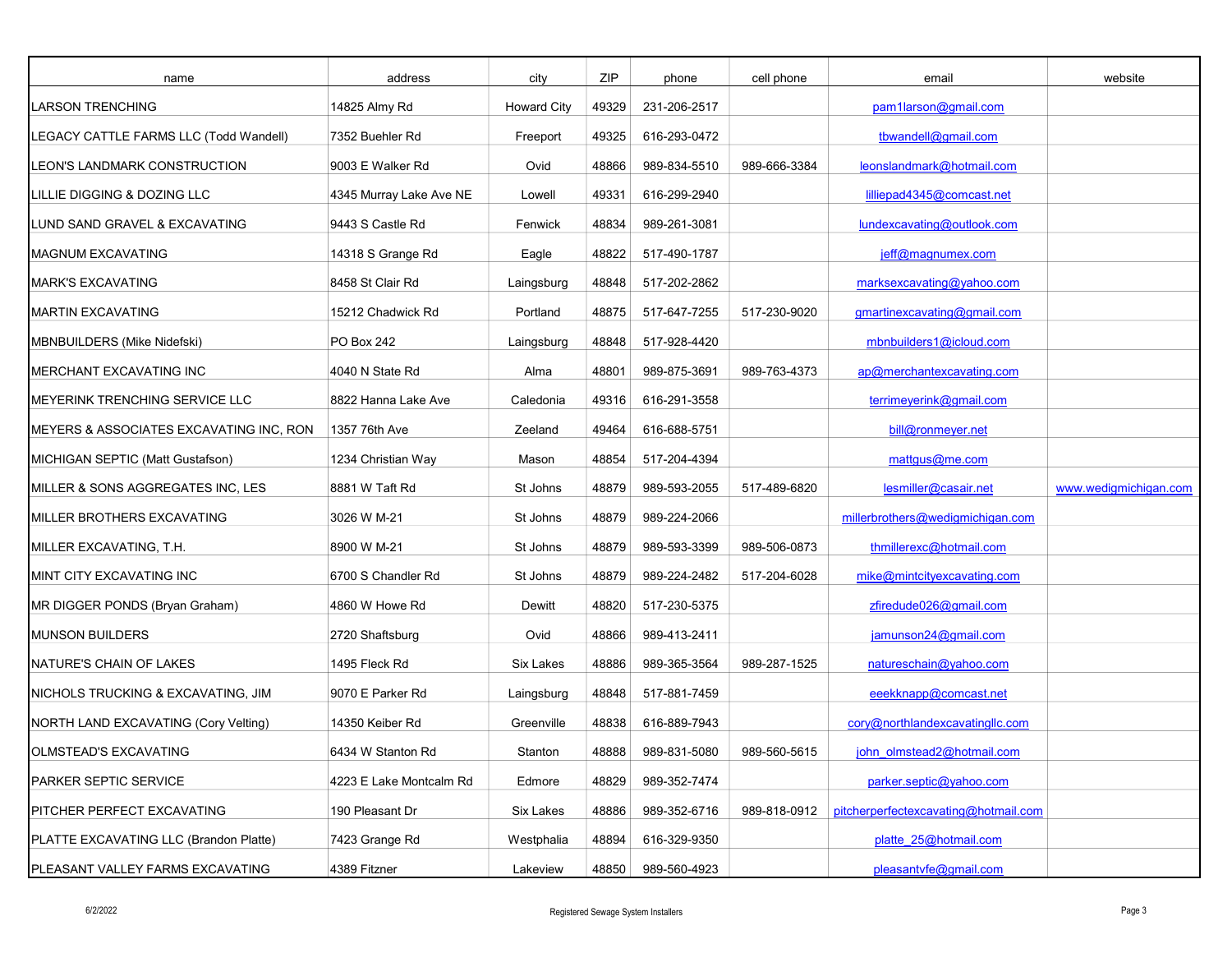| name | address | city | ZIP | phone | cell phone | email | website |
|---|---|---|---|---|---|---|---|
| LARSON TRENCHING | 14825 Almy Rd | Howard City | 49329 | 231-206-2517 | | pam1larson@gmail.com | |
| LEGACY CATTLE FARMS LLC (Todd Wandell) | 7352 Buehler Rd | Freeport | 49325 | 616-293-0472 | | tbwandell@gmail.com | |
| LEON'S LANDMARK CONSTRUCTION | 9003 E Walker Rd | Ovid | 48866 | 989-834-5510 | 989-666-3384 | leonslandmark@hotmail.com | |
| LILLIE DIGGING & DOZING LLC | 4345 Murray Lake Ave NE | Lowell | 49331 | 616-299-2940 | | lilliepad4345@comcast.net | |
| LUND SAND GRAVEL & EXCAVATING | 9443 S Castle Rd | Fenwick | 48834 | 989-261-3081 | | lundexcavating@outlook.com | |
| MAGNUM EXCAVATING | 14318 S Grange Rd | Eagle | 48822 | 517-490-1787 | | jeff@magnumex.com | |
| MARK'S EXCAVATING | 8458 St Clair Rd | Laingsburg | 48848 | 517-202-2862 | | marksexcavating@yahoo.com | |
| MARTIN EXCAVATING | 15212 Chadwick Rd | Portland | 48875 | 517-647-7255 | 517-230-9020 | gmartinexcavating@gmail.com | |
| MBNBUILDERS (Mike Nidefski) | PO Box 242 | Laingsburg | 48848 | 517-928-4420 | | mbnbuilders1@icloud.com | |
| MERCHANT EXCAVATING INC | 4040 N State Rd | Alma | 48801 | 989-875-3691 | 989-763-4373 | ap@merchantexcavating.com | |
| MEYERINK TRENCHING SERVICE LLC | 8822 Hanna Lake Ave | Caledonia | 49316 | 616-291-3558 | | terrimeyerink@gmail.com | |
| MEYERS & ASSOCIATES EXCAVATING INC, RON | 1357 76th Ave | Zeeland | 49464 | 616-688-5751 | | bill@ronmeyer.net | |
| MICHIGAN SEPTIC (Matt Gustafson) | 1234 Christian Way | Mason | 48854 | 517-204-4394 | | mattgus@me.com | |
| MILLER & SONS AGGREGATES INC, LES | 8881 W Taft Rd | St Johns | 48879 | 989-593-2055 | 517-489-6820 | lesmiller@casair.net | www.wedigmichigan.com |
| MILLER BROTHERS EXCAVATING | 3026 W M-21 | St Johns | 48879 | 989-224-2066 | | millerbrothers@wedigmichigan.com | |
| MILLER EXCAVATING, T.H. | 8900 W M-21 | St Johns | 48879 | 989-593-3399 | 989-506-0873 | thmillerexc@hotmail.com | |
| MINT CITY EXCAVATING INC | 6700 S Chandler Rd | St Johns | 48879 | 989-224-2482 | 517-204-6028 | mike@mintcityexcavating.com | |
| MR DIGGER PONDS (Bryan Graham) | 4860 W Howe Rd | Dewitt | 48820 | 517-230-5375 | | zfiredude026@gmail.com | |
| MUNSON BUILDERS | 2720 Shaftsburg | Ovid | 48866 | 989-413-2411 | | jamunson24@gmail.com | |
| NATURE'S CHAIN OF LAKES | 1495 Fleck Rd | Six Lakes | 48886 | 989-365-3564 | 989-287-1525 | natureschain@yahoo.com | |
| NICHOLS TRUCKING & EXCAVATING, JIM | 9070 E Parker Rd | Laingsburg | 48848 | 517-881-7459 | | eeekknapp@comcast.net | |
| NORTH LAND EXCAVATING (Cory Velting) | 14350 Keiber Rd | Greenville | 48838 | 616-889-7943 | | cory@northlandexcavatingllc.com | |
| OLMSTEAD'S EXCAVATING | 6434 W Stanton Rd | Stanton | 48888 | 989-831-5080 | 989-560-5615 | john_olmstead2@hotmail.com | |
| PARKER SEPTIC SERVICE | 4223 E Lake Montcalm Rd | Edmore | 48829 | 989-352-7474 | | parker.septic@yahoo.com | |
| PITCHER PERFECT EXCAVATING | 190 Pleasant Dr | Six Lakes | 48886 | 989-352-6716 | 989-818-0912 | pitcherperfectexcavating@hotmail.com | |
| PLATTE EXCAVATING LLC (Brandon Platte) | 7423 Grange Rd | Westphalia | 48894 | 616-329-9350 | | platte_25@hotmail.com | |
| PLEASANT VALLEY FARMS EXCAVATING | 4389 Fitzner | Lakeview | 48850 | 989-560-4923 | | pleasantvfe@gmail.com | |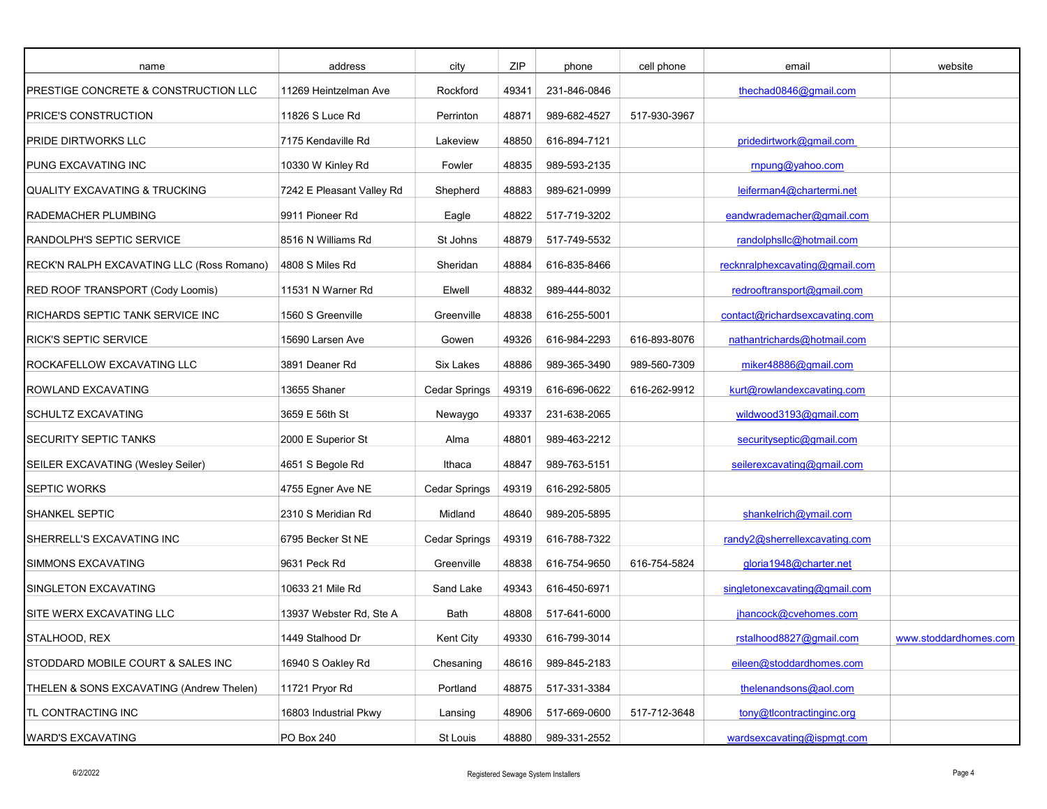| name | address | city | ZIP | phone | cell phone | email | website |
|---|---|---|---|---|---|---|---|
| PRESTIGE CONCRETE & CONSTRUCTION LLC | 11269 Heintzelman Ave | Rockford | 49341 | 231-846-0846 | | thechad0846@gmail.com | |
| PRICE'S CONSTRUCTION | 11826 S Luce Rd | Perrinton | 48871 | 989-682-4527 | 517-930-3967 | | |
| PRIDE DIRTWORKS LLC | 7175 Kendaville Rd | Lakeview | 48850 | 616-894-7121 | | pridedirtwork@gmail.com | |
| PUNG EXCAVATING INC | 10330 W Kinley Rd | Fowler | 48835 | 989-593-2135 | | rnpung@yahoo.com | |
| QUALITY EXCAVATING & TRUCKING | 7242 E Pleasant Valley Rd | Shepherd | 48883 | 989-621-0999 | | leiferman4@chartermi.net | |
| RADEMACHER PLUMBING | 9911 Pioneer Rd | Eagle | 48822 | 517-719-3202 | | eandwrademacher@gmail.com | |
| RANDOLPH'S SEPTIC SERVICE | 8516 N Williams Rd | St Johns | 48879 | 517-749-5532 | | randolphsllc@hotmail.com | |
| RECK'N RALPH EXCAVATING LLC (Ross Romano) | 4808 S Miles Rd | Sheridan | 48884 | 616-835-8466 | | recknralphexcavating@gmail.com | |
| RED ROOF TRANSPORT (Cody Loomis) | 11531 N Warner Rd | Elwell | 48832 | 989-444-8032 | | redrooftransport@gmail.com | |
| RICHARDS SEPTIC TANK SERVICE INC | 1560 S Greenville | Greenville | 48838 | 616-255-5001 | | contact@richardsexcavating.com | |
| RICK'S SEPTIC SERVICE | 15690 Larsen Ave | Gowen | 49326 | 616-984-2293 | 616-893-8076 | nathantrichards@hotmail.com | |
| ROCKAFELLOW EXCAVATING LLC | 3891 Deaner Rd | Six Lakes | 48886 | 989-365-3490 | 989-560-7309 | miker48886@gmail.com | |
| ROWLAND EXCAVATING | 13655 Shaner | Cedar Springs | 49319 | 616-696-0622 | 616-262-9912 | kurt@rowlandexcavating.com | |
| SCHULTZ EXCAVATING | 3659 E 56th St | Newaygo | 49337 | 231-638-2065 | | wildwood3193@gmail.com | |
| SECURITY SEPTIC TANKS | 2000 E Superior St | Alma | 48801 | 989-463-2212 | | securityseptic@gmail.com | |
| SEILER EXCAVATING (Wesley Seiler) | 4651 S Begole Rd | Ithaca | 48847 | 989-763-5151 | | seilerexcavating@gmail.com | |
| SEPTIC WORKS | 4755 Egner Ave NE | Cedar Springs | 49319 | 616-292-5805 | | | |
| SHANKEL SEPTIC | 2310 S Meridian Rd | Midland | 48640 | 989-205-5895 | | shankelrich@ymail.com | |
| SHERRELL'S EXCAVATING INC | 6795 Becker St NE | Cedar Springs | 49319 | 616-788-7322 | | randy2@sherrellexcavating.com | |
| SIMMONS EXCAVATING | 9631 Peck Rd | Greenville | 48838 | 616-754-9650 | 616-754-5824 | gloria1948@charter.net | |
| SINGLETON EXCAVATING | 10633 21 Mile Rd | Sand Lake | 49343 | 616-450-6971 | | singletonexcavating@gmail.com | |
| SITE WERX EXCAVATING LLC | 13937 Webster Rd, Ste A | Bath | 48808 | 517-641-6000 | | jhancock@cvehomes.com | |
| STALHOOD, REX | 1449 Stalhood Dr | Kent City | 49330 | 616-799-3014 | | rstalhood8827@gmail.com | www.stoddardhomes.com |
| STODDARD MOBILE COURT & SALES INC | 16940 S Oakley Rd | Chesaning | 48616 | 989-845-2183 | | eileen@stoddardhomes.com | |
| THELEN & SONS EXCAVATING (Andrew Thelen) | 11721 Pryor Rd | Portland | 48875 | 517-331-3384 | | thelenandsons@aol.com | |
| TL CONTRACTING INC | 16803 Industrial Pkwy | Lansing | 48906 | 517-669-0600 | 517-712-3648 | tony@tlcontractinginc.org | |
| WARD'S EXCAVATING | PO Box 240 | St Louis | 48880 | 989-331-2552 | | wardsexcavating@ispmgt.com | |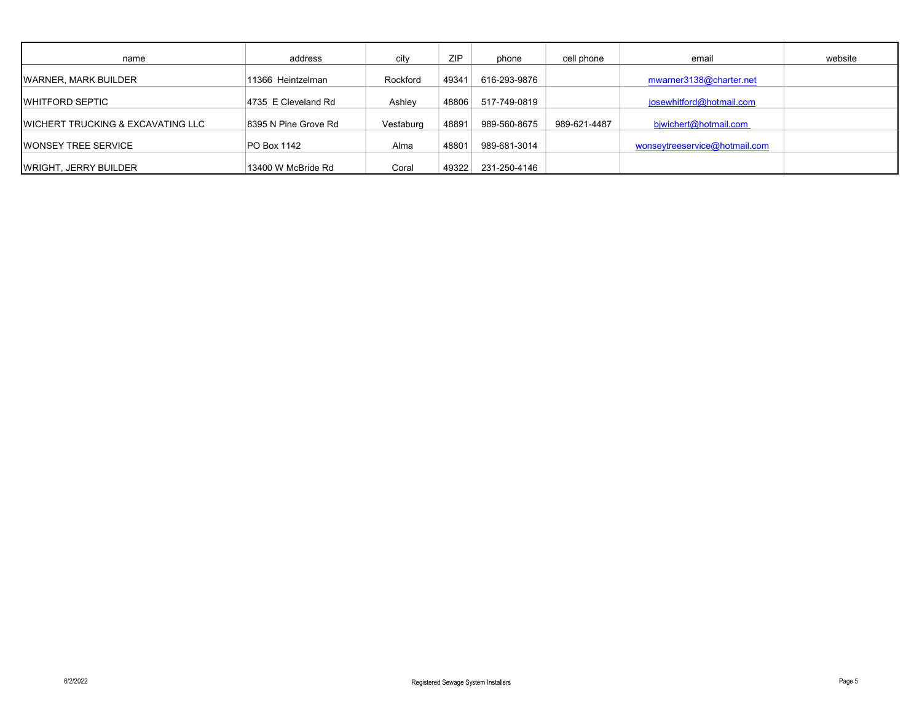| name | address | city | ZIP | phone | cell phone | email | website |
|---|---|---|---|---|---|---|---|
| WARNER, MARK BUILDER | 11366 Heintzelman | Rockford | 49341 | 616-293-9876 | | mwarner3138@charter.net | |
| WHITFORD SEPTIC | 4735 E Cleveland Rd | Ashley | 48806 | 517-749-0819 | | josewhitford@hotmail.com | |
| WICHERT TRUCKING & EXCAVATING LLC | 8395 N Pine Grove Rd | Vestaburg | 48891 | 989-560-8675 | 989-621-4487 | bjwichert@hotmail.com | |
| WONSEY TREE SERVICE | PO Box 1142 | Alma | 48801 | 989-681-3014 | | wonseytreeservice@hotmail.com | |
| WRIGHT, JERRY BUILDER | 13400 W McBride Rd | Coral | 49322 | 231-250-4146 | | | |